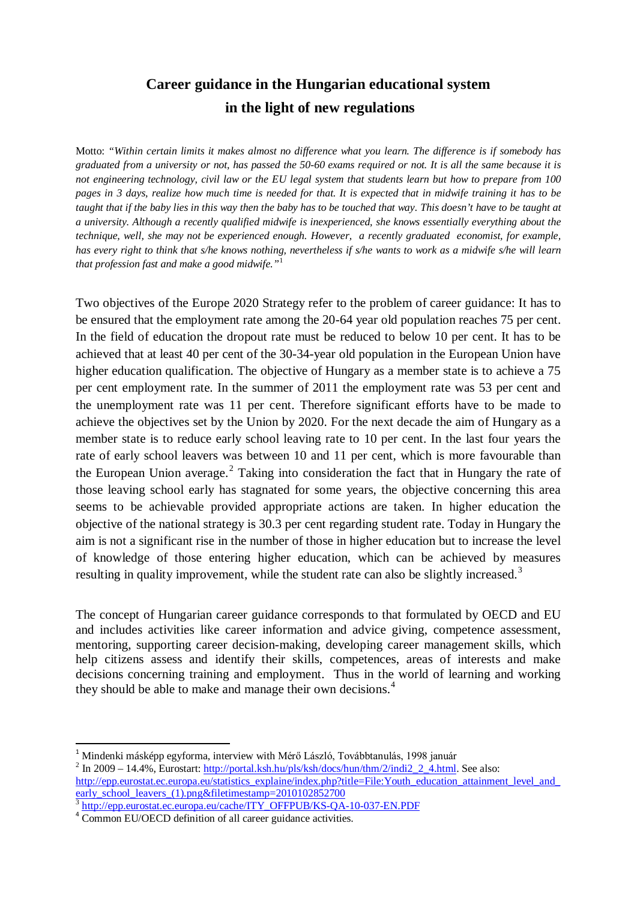# Career guidance in the Hungarian educational system in the light of new regulations

Motto: *"Within certain limits it makes almost no difference what you learn. The difference is if somebody has graduated from a university or not, has passed the 50-60 exams required or not. It is all the same because it is not engineering technology, civil law or the EU legal system that students learn but how to prepare from 100 pages in 3 days, realize how much time is needed for that. It is expected that in midwife training it has to be taught that if the baby lies in this way then the baby has to be touched that way. This doesn't have to be taught at a university. Although a recently qualified midwife is inexperienced, she knows essentially everything about the technique, well, she may not be experienced enough. However, a recently graduated economist, for example, has every right to think that s/he knows nothing, nevertheless if s/he wants to work as a midwife s/he will learn that profession fast and make a good midwife."*[1]

Two objectives of the Europe 2020 Strategy refer to the problem of career guidance: It has to be ensured that the employment rate among the 20-64 year old population reaches 75 per cent. In the field of education the dropout rate must be reduced to below 10 per cent. It has to be achieved that at least 40 per cent of the 30-34-year old population in the European Union have higher education qualification. The objective of Hungary as a member state is to achieve a 75 per cent employment rate. In the summer of 2011 the employment rate was 53 per cent and the unemployment rate was 11 per cent. Therefore significant efforts have to be made to achieve the objectives set by the Union by 2020. For the next decade the aim of Hungary as a member state is to reduce early school leaving rate to 10 per cent. In the last four years the rate of early school leavers was between 10 and 11 per cent, which is more favourable than the European Union average.[2] Taking into consideration the fact that in Hungary the rate of those leaving school early has stagnated for some years, the objective concerning this area seems to be achievable provided appropriate actions are taken. In higher education the objective of the national strategy is 30.3 per cent regarding student rate. Today in Hungary the aim is not a significant rise in the number of those in higher education but to increase the level of knowledge of those entering higher education, which can be achieved by measures resulting in quality improvement, while the student rate can also be slightly increased.[3]

The concept of Hungarian career guidance corresponds to that formulated by OECD and EU and includes activities like career information and advice giving, competence assessment, mentoring, supporting career decision-making, developing career management skills, which help citizens assess and identify their skills, competences, areas of interests and make decisions concerning training and employment. Thus in the world of learning and working they should be able to make and manage their own decisions.[4]

---

[1] Mindenki másképp egyforma, interview with Mérő László, Továbbtanulás, 1998 január

[2] In 2009 – 14.4%, Eurostart: http://portal.ksh.hu/pls/ksh/docs/hun/thm/2/indi2_2_4.html. See also: http://epp.eurostat.ec.europa.eu/statistics_explaine/index.php?title=File:Youth_education_attainment_level_and_early_school_leavers_(1).png&filetimestamp=20101028527002

[3] http://epp.eurostat.ec.europa.eu/cache/ITY_OFFPUB/KS-QA-10-037-EN.PDF

[4] Common EU/OECD definition of all career guidance activities.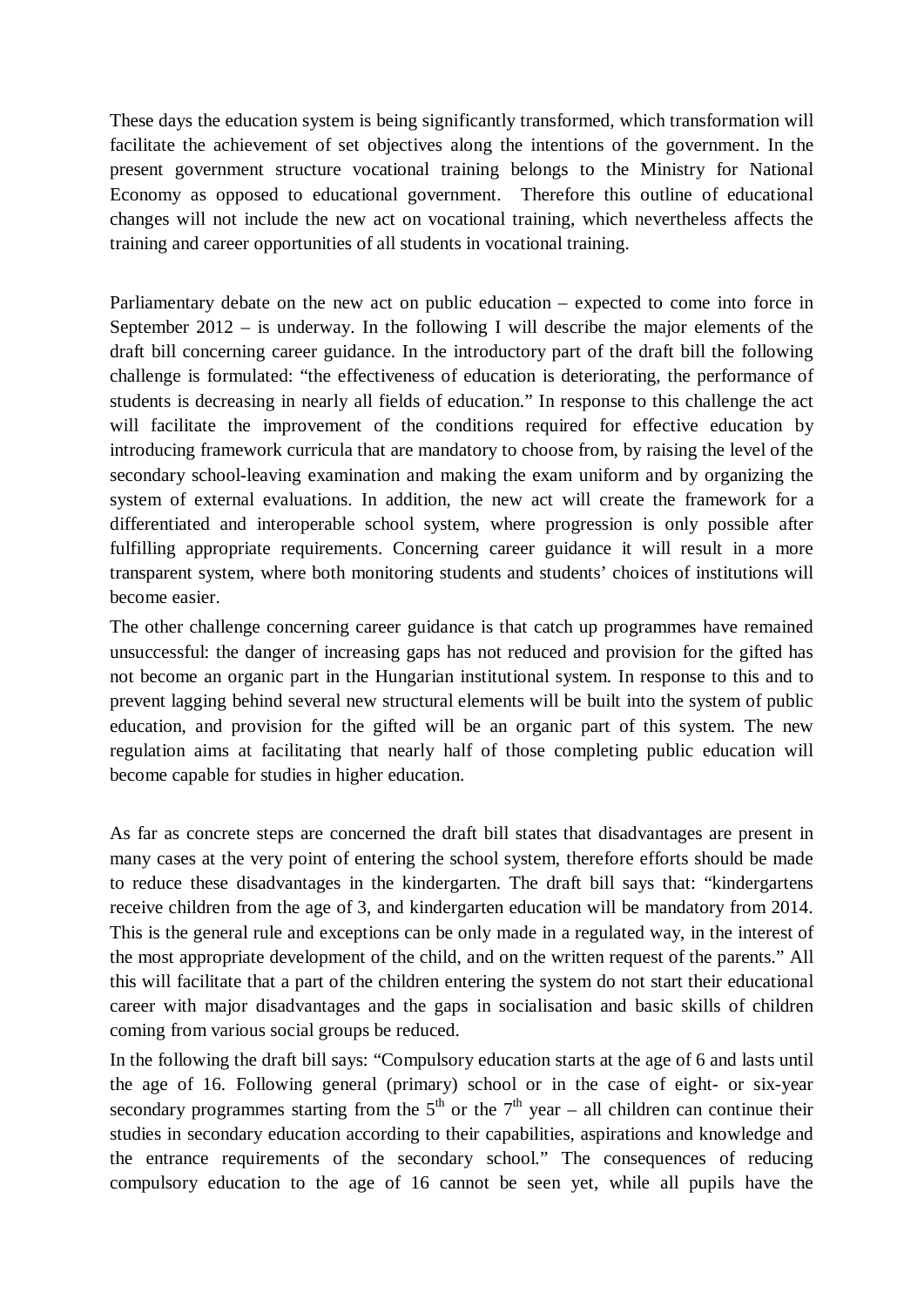These days the education system is being significantly transformed, which transformation will facilitate the achievement of set objectives along the intentions of the government. In the present government structure vocational training belongs to the Ministry for National Economy as opposed to educational government. Therefore this outline of educational changes will not include the new act on vocational training, which nevertheless affects the training and career opportunities of all students in vocational training.

Parliamentary debate on the new act on public education – expected to come into force in September 2012 – is underway. In the following I will describe the major elements of the draft bill concerning career guidance. In the introductory part of the draft bill the following challenge is formulated: "the effectiveness of education is deteriorating, the performance of students is decreasing in nearly all fields of education." In response to this challenge the act will facilitate the improvement of the conditions required for effective education by introducing framework curricula that are mandatory to choose from, by raising the level of the secondary school-leaving examination and making the exam uniform and by organizing the system of external evaluations. In addition, the new act will create the framework for a differentiated and interoperable school system, where progression is only possible after fulfilling appropriate requirements. Concerning career guidance it will result in a more transparent system, where both monitoring students and students' choices of institutions will become easier.

The other challenge concerning career guidance is that catch up programmes have remained unsuccessful: the danger of increasing gaps has not reduced and provision for the gifted has not become an organic part in the Hungarian institutional system. In response to this and to prevent lagging behind several new structural elements will be built into the system of public education, and provision for the gifted will be an organic part of this system. The new regulation aims at facilitating that nearly half of those completing public education will become capable for studies in higher education.

As far as concrete steps are concerned the draft bill states that disadvantages are present in many cases at the very point of entering the school system, therefore efforts should be made to reduce these disadvantages in the kindergarten. The draft bill says that: "kindergartens receive children from the age of 3, and kindergarten education will be mandatory from 2014. This is the general rule and exceptions can be only made in a regulated way, in the interest of the most appropriate development of the child, and on the written request of the parents." All this will facilitate that a part of the children entering the system do not start their educational career with major disadvantages and the gaps in socialisation and basic skills of children coming from various social groups be reduced.

In the following the draft bill says: "Compulsory education starts at the age of 6 and lasts until the age of 16. Following general (primary) school or in the case of eight- or six-year secondary programmes starting from the 5th or the 7th year – all children can continue their studies in secondary education according to their capabilities, aspirations and knowledge and the entrance requirements of the secondary school." The consequences of reducing compulsory education to the age of 16 cannot be seen yet, while all pupils have the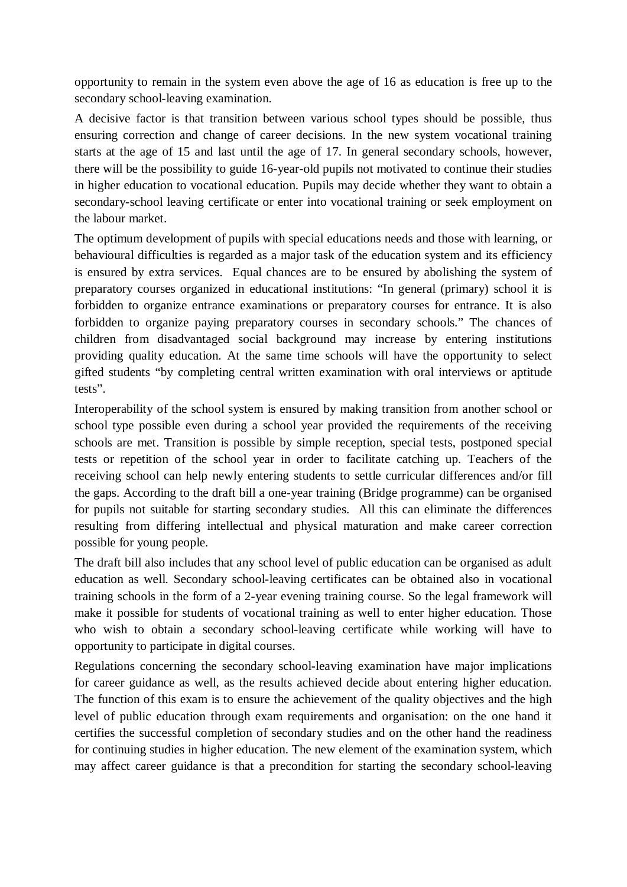opportunity to remain in the system even above the age of 16 as education is free up to the secondary school-leaving examination.

A decisive factor is that transition between various school types should be possible, thus ensuring correction and change of career decisions. In the new system vocational training starts at the age of 15 and last until the age of 17. In general secondary schools, however, there will be the possibility to guide 16-year-old pupils not motivated to continue their studies in higher education to vocational education. Pupils may decide whether they want to obtain a secondary-school leaving certificate or enter into vocational training or seek employment on the labour market.

The optimum development of pupils with special educations needs and those with learning, or behavioural difficulties is regarded as a major task of the education system and its efficiency is ensured by extra services. Equal chances are to be ensured by abolishing the system of preparatory courses organized in educational institutions: "In general (primary) school it is forbidden to organize entrance examinations or preparatory courses for entrance. It is also forbidden to organize paying preparatory courses in secondary schools." The chances of children from disadvantaged social background may increase by entering institutions providing quality education. At the same time schools will have the opportunity to select gifted students "by completing central written examination with oral interviews or aptitude tests".

Interoperability of the school system is ensured by making transition from another school or school type possible even during a school year provided the requirements of the receiving schools are met. Transition is possible by simple reception, special tests, postponed special tests or repetition of the school year in order to facilitate catching up. Teachers of the receiving school can help newly entering students to settle curricular differences and/or fill the gaps. According to the draft bill a one-year training (Bridge programme) can be organised for pupils not suitable for starting secondary studies. All this can eliminate the differences resulting from differing intellectual and physical maturation and make career correction possible for young people.

The draft bill also includes that any school level of public education can be organised as adult education as well. Secondary school-leaving certificates can be obtained also in vocational training schools in the form of a 2-year evening training course. So the legal framework will make it possible for students of vocational training as well to enter higher education. Those who wish to obtain a secondary school-leaving certificate while working will have to opportunity to participate in digital courses.

Regulations concerning the secondary school-leaving examination have major implications for career guidance as well, as the results achieved decide about entering higher education. The function of this exam is to ensure the achievement of the quality objectives and the high level of public education through exam requirements and organisation: on the one hand it certifies the successful completion of secondary studies and on the other hand the readiness for continuing studies in higher education. The new element of the examination system, which may affect career guidance is that a precondition for starting the secondary school-leaving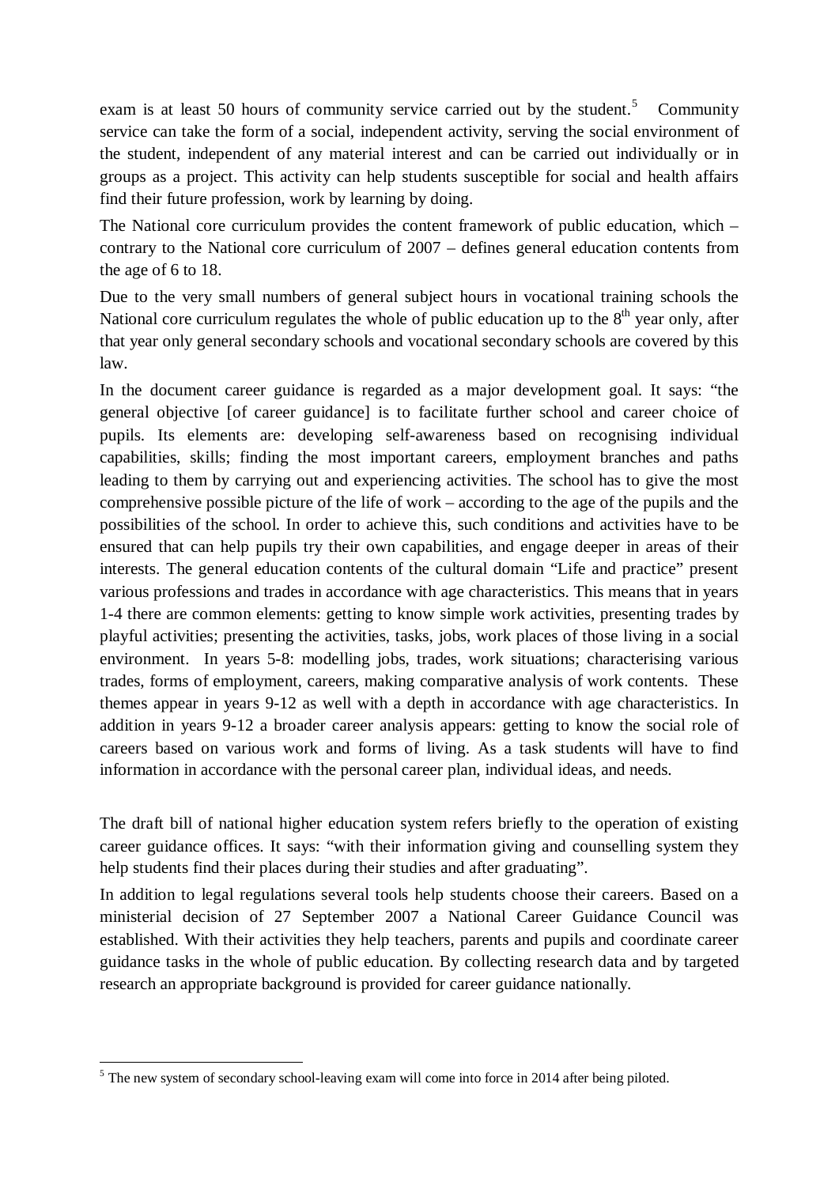exam is at least 50 hours of community service carried out by the student.[5] Community service can take the form of a social, independent activity, serving the social environment of the student, independent of any material interest and can be carried out individually or in groups as a project. This activity can help students susceptible for social and health affairs find their future profession, work by learning by doing.

The National core curriculum provides the content framework of public education, which – contrary to the National core curriculum of 2007 – defines general education contents from the age of 6 to 18.

Due to the very small numbers of general subject hours in vocational training schools the National core curriculum regulates the whole of public education up to the 8th year only, after that year only general secondary schools and vocational secondary schools are covered by this law.

In the document career guidance is regarded as a major development goal. It says: "the general objective [of career guidance] is to facilitate further school and career choice of pupils. Its elements are: developing self-awareness based on recognising individual capabilities, skills; finding the most important careers, employment branches and paths leading to them by carrying out and experiencing activities. The school has to give the most comprehensive possible picture of the life of work – according to the age of the pupils and the possibilities of the school. In order to achieve this, such conditions and activities have to be ensured that can help pupils try their own capabilities, and engage deeper in areas of their interests. The general education contents of the cultural domain "Life and practice" present various professions and trades in accordance with age characteristics. This means that in years 1-4 there are common elements: getting to know simple work activities, presenting trades by playful activities; presenting the activities, tasks, jobs, work places of those living in a social environment. In years 5-8: modelling jobs, trades, work situations; characterising various trades, forms of employment, careers, making comparative analysis of work contents. These themes appear in years 9-12 as well with a depth in accordance with age characteristics. In addition in years 9-12 a broader career analysis appears: getting to know the social role of careers based on various work and forms of living. As a task students will have to find information in accordance with the personal career plan, individual ideas, and needs.

The draft bill of national higher education system refers briefly to the operation of existing career guidance offices. It says: "with their information giving and counselling system they help students find their places during their studies and after graduating".

In addition to legal regulations several tools help students choose their careers. Based on a ministerial decision of 27 September 2007 a National Career Guidance Council was established. With their activities they help teachers, parents and pupils and coordinate career guidance tasks in the whole of public education. By collecting research data and by targeted research an appropriate background is provided for career guidance nationally.

---

[5] The new system of secondary school-leaving exam will come into force in 2014 after being piloted.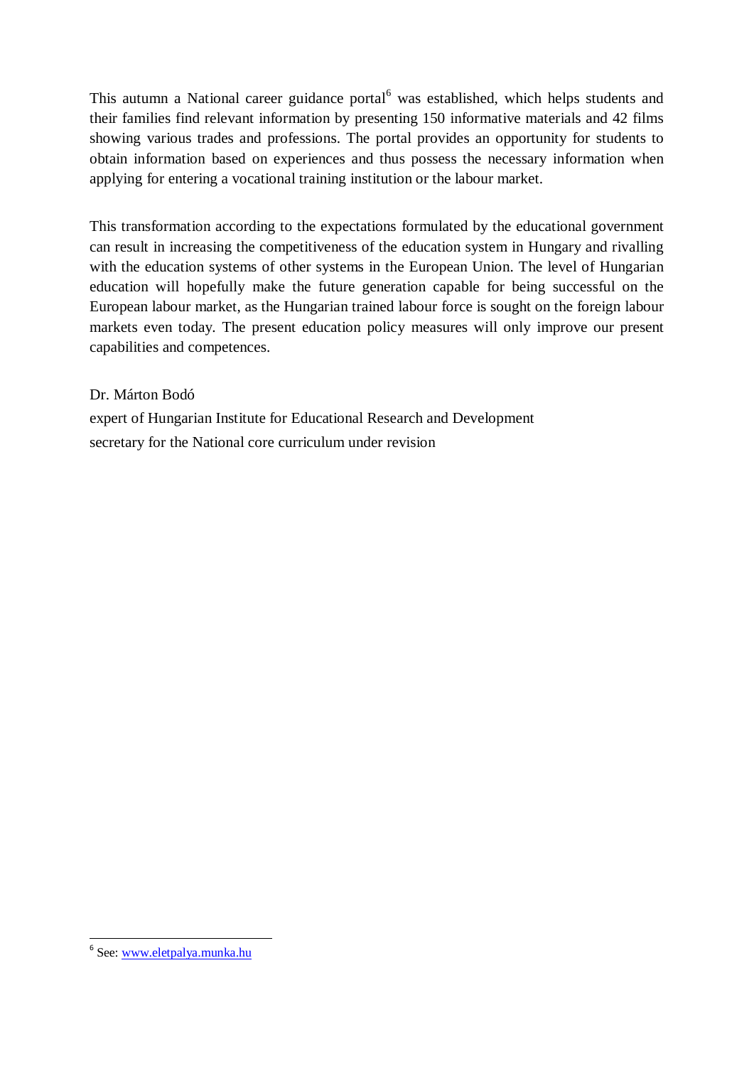This autumn a National career guidance portal[6] was established, which helps students and their families find relevant information by presenting 150 informative materials and 42 films showing various trades and professions. The portal provides an opportunity for students to obtain information based on experiences and thus possess the necessary information when applying for entering a vocational training institution or the labour market.

This transformation according to the expectations formulated by the educational government can result in increasing the competitiveness of the education system in Hungary and rivalling with the education systems of other systems in the European Union. The level of Hungarian education will hopefully make the future generation capable for being successful on the European labour market, as the Hungarian trained labour force is sought on the foreign labour markets even today. The present education policy measures will only improve our present capabilities and competences.

Dr. Márton Bodó

expert of Hungarian Institute for Educational Research and Development

secretary for the National core curriculum under revision

---

[6] See: www.eletpalya.munka.hu